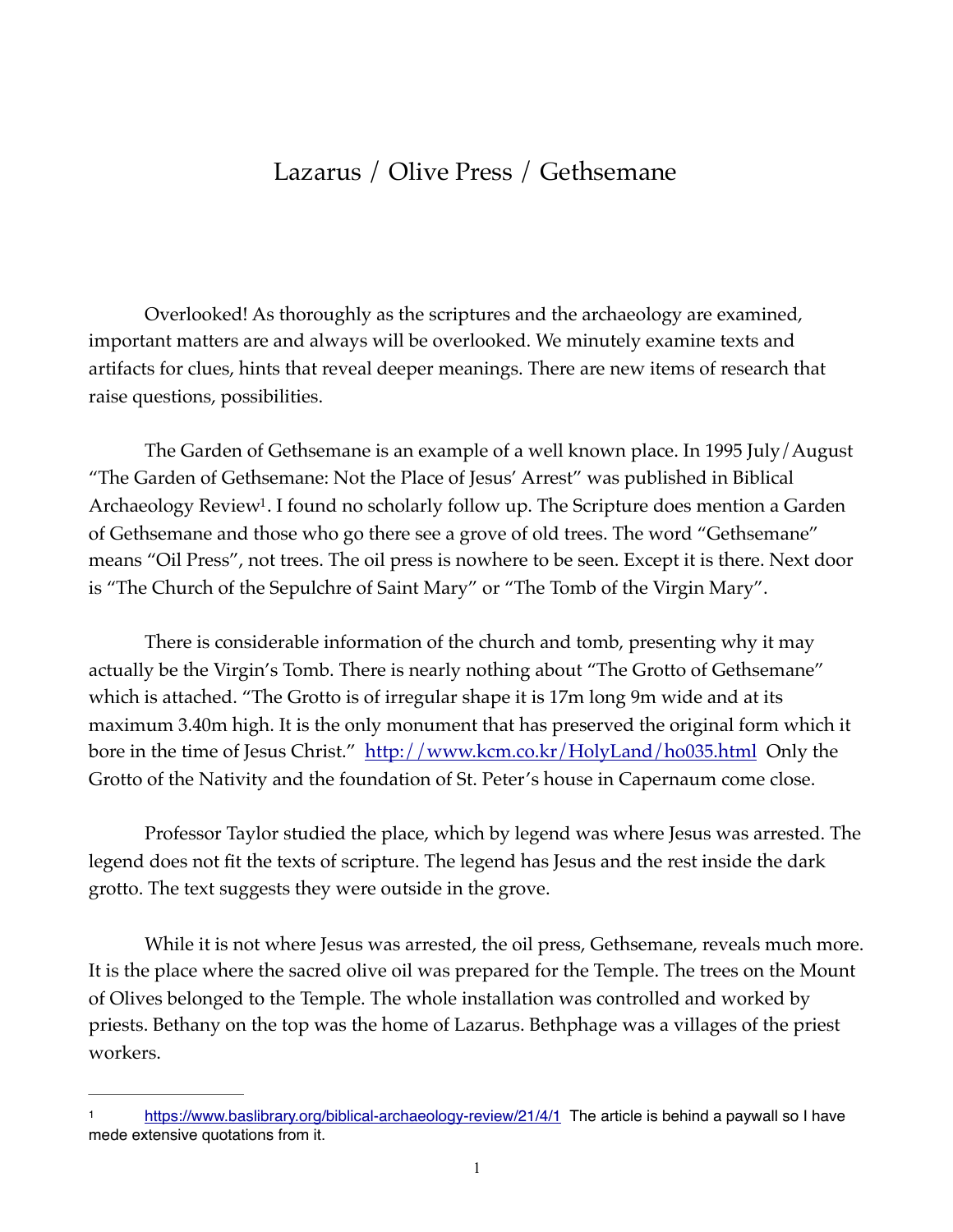# Lazarus / Olive Press / Gethsemane

Overlooked! As thoroughly as the scriptures and the archaeology are examined, important matters are and always will be overlooked. We minutely examine texts and artifacts for clues, hints that reveal deeper meanings. There are new items of research that raise questions, possibilities.

The Garden of Gethsemane is an example of a well known place. In 1995 July/August "The Garden of Gethsemane: Not the Place of Jesus' Arrest" was published in Biblical Archaeology Review[1]. I found no scholarly follow up. The Scripture does mention a Garden of Gethsemane and those who go there see a grove of old trees. The word "Gethsemane" means "Oil Press", not trees. The oil press is nowhere to be seen. Except it is there. Next door is "The Church of the Sepulchre of Saint Mary" or "The Tomb of the Virgin Mary".

There is considerable information of the church and tomb, presenting why it may actually be the Virgin's Tomb. There is nearly nothing about "The Grotto of Gethsemane" which is attached. "The Grotto is of irregular shape it is 17m long 9m wide and at its maximum 3.40m high. It is the only monument that has preserved the original form which it bore in the time of Jesus Christ." http://www.kcm.co.kr/HolyLand/ho035.html Only the Grotto of the Nativity and the foundation of St. Peter's house in Capernaum come close.

Professor Taylor studied the place, which by legend was where Jesus was arrested. The legend does not fit the texts of scripture. The legend has Jesus and the rest inside the dark grotto. The text suggests they were outside in the grove.

While it is not where Jesus was arrested, the oil press, Gethsemane, reveals much more. It is the place where the sacred olive oil was prepared for the Temple. The trees on the Mount of Olives belonged to the Temple. The whole installation was controlled and worked by priests. Bethany on the top was the home of Lazarus. Bethphage was a villages of the priest workers.

---

[1] https://www.baslibrary.org/biblical-archaeology-review/21/4/1 The article is behind a paywall so I have mede extensive quotations from it.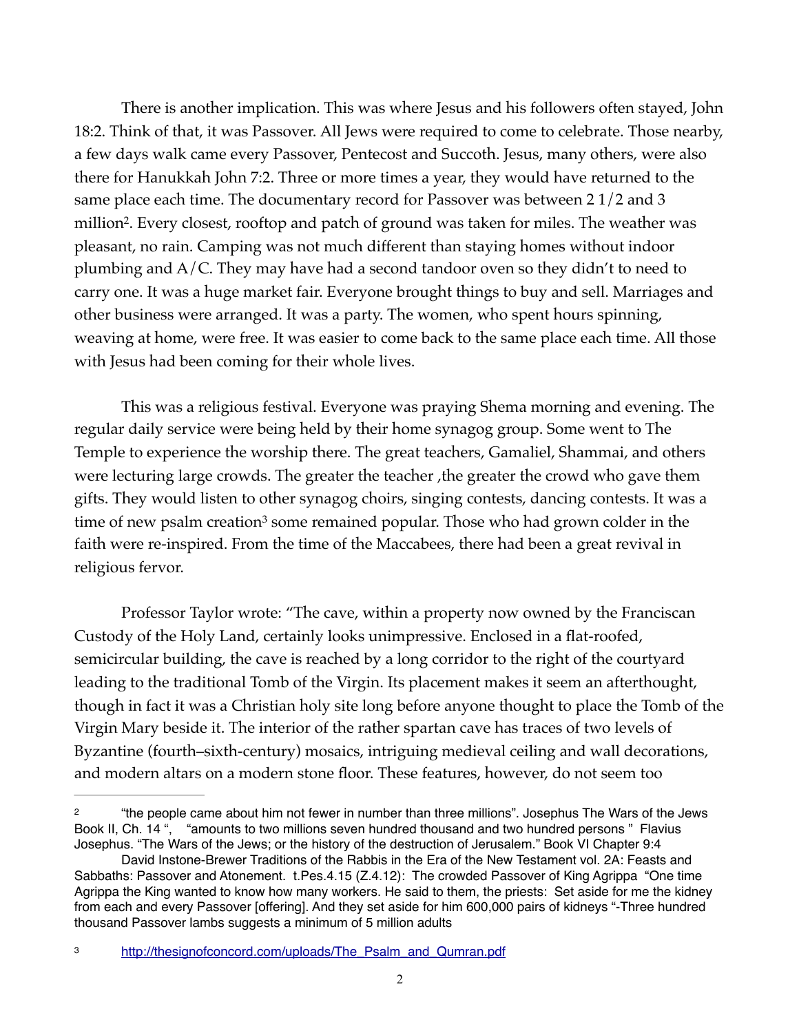There is another implication. This was where Jesus and his followers often stayed, John 18:2. Think of that, it was Passover. All Jews were required to come to celebrate. Those nearby, a few days walk came every Passover, Pentecost and Succoth. Jesus, many others, were also there for Hanukkah John 7:2. Three or more times a year, they would have returned to the same place each time. The documentary record for Passover was between 2 1/2 and 3 million[2]. Every closest, rooftop and patch of ground was taken for miles. The weather was pleasant, no rain. Camping was not much different than staying homes without indoor plumbing and A/C. They may have had a second tandoor oven so they didn't to need to carry one. It was a huge market fair. Everyone brought things to buy and sell. Marriages and other business were arranged. It was a party. The women, who spent hours spinning, weaving at home, were free. It was easier to come back to the same place each time. All those with Jesus had been coming for their whole lives.

This was a religious festival. Everyone was praying Shema morning and evening. The regular daily service were being held by their home synagog group. Some went to The Temple to experience the worship there. The great teachers, Gamaliel, Shammai, and others were lecturing large crowds. The greater the teacher ,the greater the crowd who gave them gifts. They would listen to other synagog choirs, singing contests, dancing contests. It was a time of new psalm creation[3] some remained popular. Those who had grown colder in the faith were re-inspired. From the time of the Maccabees, there had been a great revival in religious fervor.

Professor Taylor wrote: "The cave, within a property now owned by the Franciscan Custody of the Holy Land, certainly looks unimpressive. Enclosed in a flat-roofed, semicircular building, the cave is reached by a long corridor to the right of the courtyard leading to the traditional Tomb of the Virgin. Its placement makes it seem an afterthought, though in fact it was a Christian holy site long before anyone thought to place the Tomb of the Virgin Mary beside it. The interior of the rather spartan cave has traces of two levels of Byzantine (fourth–sixth-century) mosaics, intriguing medieval ceiling and wall decorations, and modern altars on a modern stone floor. These features, however, do not seem too

---

[2] "the people came about him not fewer in number than three millions". Josephus The Wars of the Jews Book II, Ch. 14 ", "amounts to two millions seven hundred thousand and two hundred persons " Flavius Josephus. "The Wars of the Jews; or the history of the destruction of Jerusalem." Book VI Chapter 9:4

David Instone-Brewer Traditions of the Rabbis in the Era of the New Testament vol. 2A: Feasts and Sabbaths: Passover and Atonement. t.Pes.4.15 (Z.4.12): The crowded Passover of King Agrippa "One time Agrippa the King wanted to know how many workers. He said to them, the priests: Set aside for me the kidney from each and every Passover [offering]. And they set aside for him 600,000 pairs of kidneys "-Three hundred thousand Passover lambs suggests a minimum of 5 million adults

[3] http://thesignofconcord.com/uploads/The_Psalm_and_Qumran.pdf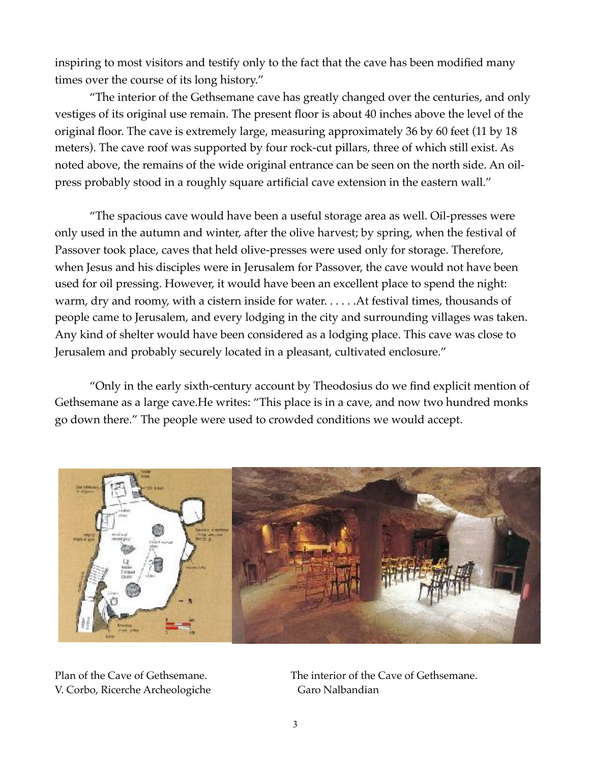inspiring to most visitors and testify only to the fact that the cave has been modified many times over the course of its long history."

"The interior of the Gethsemane cave has greatly changed over the centuries, and only vestiges of its original use remain. The present floor is about 40 inches above the level of the original floor. The cave is extremely large, measuring approximately 36 by 60 feet (11 by 18 meters). The cave roof was supported by four rock-cut pillars, three of which still exist. As noted above, the remains of the wide original entrance can be seen on the north side. An oil-press probably stood in a roughly square artificial cave extension in the eastern wall."

"The spacious cave would have been a useful storage area as well. Oil-presses were only used in the autumn and winter, after the olive harvest; by spring, when the festival of Passover took place, caves that held olive-presses were used only for storage. Therefore, when Jesus and his disciples were in Jerusalem for Passover, the cave would not have been used for oil pressing. However, it would have been an excellent place to spend the night: warm, dry and roomy, with a cistern inside for water. . . . . .At festival times, thousands of people came to Jerusalem, and every lodging in the city and surrounding villages was taken. Any kind of shelter would have been considered as a lodging place. This cave was close to Jerusalem and probably securely located in a pleasant, cultivated enclosure."

"Only in the early sixth-century account by Theodosius do we find explicit mention of Gethsemane as a large cave.He writes: "This place is in a cave, and now two hundred monks go down there." The people were used to crowded conditions we would accept.

Plan of the Cave of Gethsemane.
V. Corbo, Ricerche Archeologiche

The interior of the Cave of Gethsemane.
Garo Nalbandian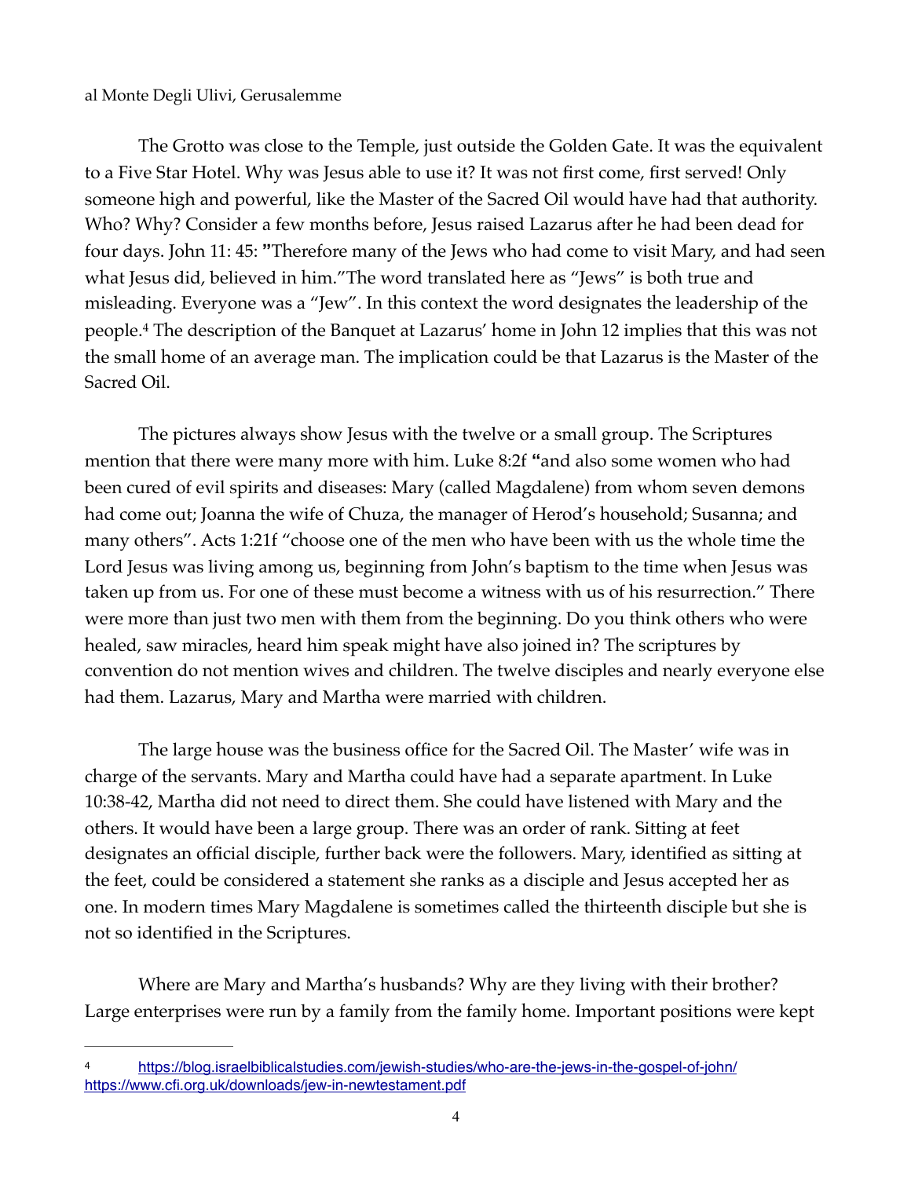al Monte Degli Ulivi, Gerusalemme

The Grotto was close to the Temple, just outside the Golden Gate. It was the equivalent to a Five Star Hotel. Why was Jesus able to use it? It was not first come, first served! Only someone high and powerful, like the Master of the Sacred Oil would have had that authority. Who? Why? Consider a few months before, Jesus raised Lazarus after he had been dead for four days. John 11: 45: **"**Therefore many of the Jews who had come to visit Mary, and had seen what Jesus did, believed in him."The word translated here as "Jews" is both true and misleading. Everyone was a "Jew". In this context the word designates the leadership of the people.[4] The description of the Banquet at Lazarus' home in John 12 implies that this was not the small home of an average man. The implication could be that Lazarus is the Master of the Sacred Oil.

The pictures always show Jesus with the twelve or a small group. The Scriptures mention that there were many more with him. Luke 8:2f **"**and also some women who had been cured of evil spirits and diseases: Mary (called Magdalene) from whom seven demons had come out; Joanna the wife of Chuza, the manager of Herod's household; Susanna; and many others". Acts 1:21f "choose one of the men who have been with us the whole time the Lord Jesus was living among us, beginning from John's baptism to the time when Jesus was taken up from us. For one of these must become a witness with us of his resurrection." There were more than just two men with them from the beginning. Do you think others who were healed, saw miracles, heard him speak might have also joined in? The scriptures by convention do not mention wives and children. The twelve disciples and nearly everyone else had them. Lazarus, Mary and Martha were married with children.

The large house was the business office for the Sacred Oil. The Master' wife was in charge of the servants. Mary and Martha could have had a separate apartment. In Luke 10:38-42, Martha did not need to direct them. She could have listened with Mary and the others. It would have been a large group. There was an order of rank. Sitting at feet designates an official disciple, further back were the followers. Mary, identified as sitting at the feet, could be considered a statement she ranks as a disciple and Jesus accepted her as one. In modern times Mary Magdalene is sometimes called the thirteenth disciple but she is not so identified in the Scriptures.

Where are Mary and Martha's husbands? Why are they living with their brother? Large enterprises were run by a family from the family home. Important positions were kept

---

[4] https://blog.israelbiblicalstudies.com/jewish-studies/who-are-the-jews-in-the-gospel-of-john/ https://www.cfi.org.uk/downloads/jew-in-newtestament.pdf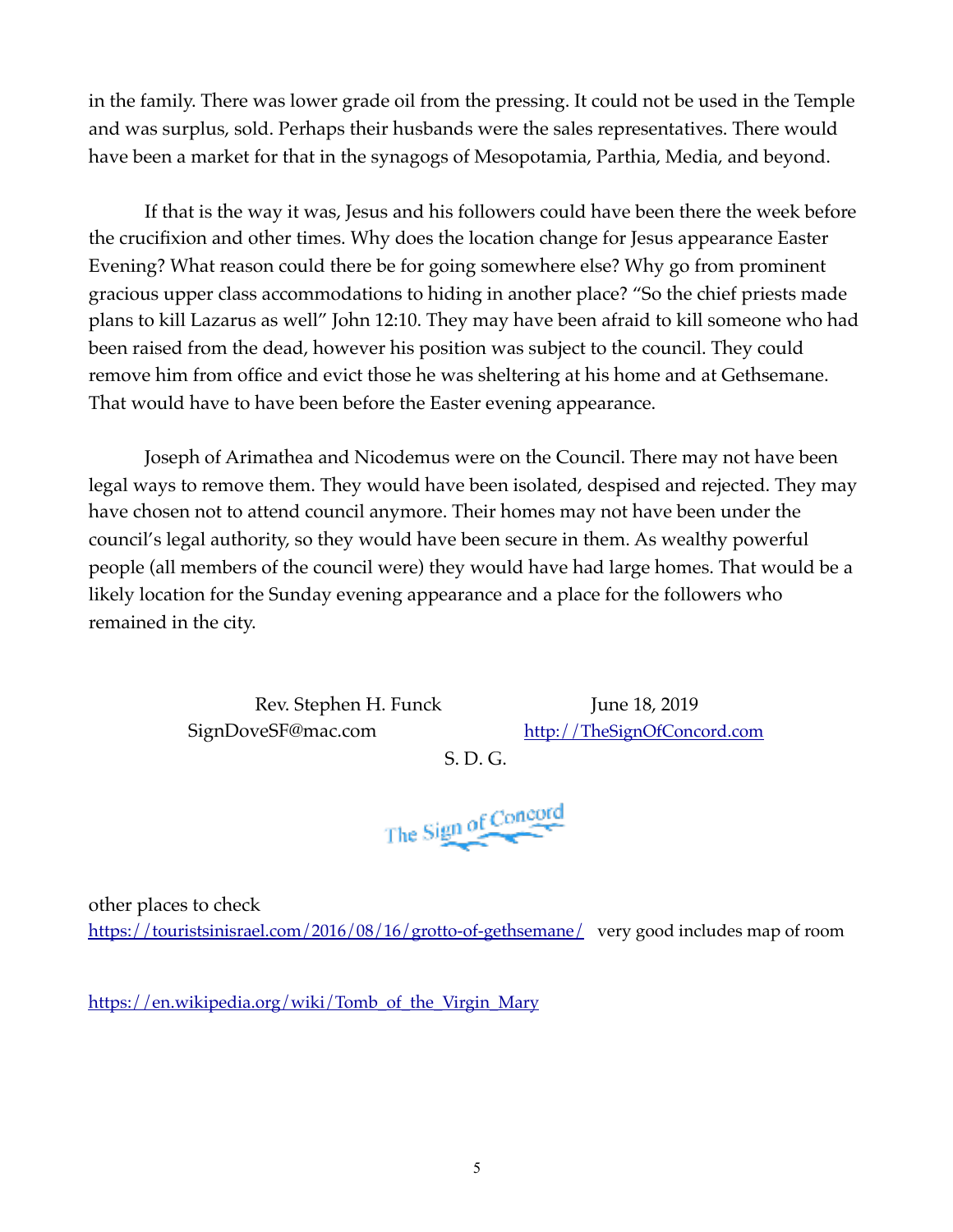in the family. There was lower grade oil from the pressing. It could not be used in the Temple and was surplus, sold. Perhaps their husbands were the sales representatives. There would have been a market for that in the synagogs of Mesopotamia, Parthia, Media, and beyond.

If that is the way it was, Jesus and his followers could have been there the week before the crucifixion and other times. Why does the location change for Jesus appearance Easter Evening? What reason could there be for going somewhere else? Why go from prominent gracious upper class accommodations to hiding in another place? "So the chief priests made plans to kill Lazarus as well" John 12:10. They may have been afraid to kill someone who had been raised from the dead, however his position was subject to the council. They could remove him from office and evict those he was sheltering at his home and at Gethsemane. That would have to have been before the Easter evening appearance.

Joseph of Arimathea and Nicodemus were on the Council. There may not have been legal ways to remove them. They would have been isolated, despised and rejected. They may have chosen not to attend council anymore. Their homes may not have been under the council's legal authority, so they would have been secure in them. As wealthy powerful people (all members of the council were) they would have had large homes. That would be a likely location for the Sunday evening appearance and a place for the followers who remained in the city.

Rev. Stephen H. Funck — June 18, 2019

SignDoveSF@mac.com — http://TheSignOfConcord.com

S. D. G.

The Sign of Concord

other places to check

https://touristsinisrael.com/2016/08/16/grotto-of-gethsemane/ very good includes map of room

https://en.wikipedia.org/wiki/Tomb_of_the_Virgin_Mary